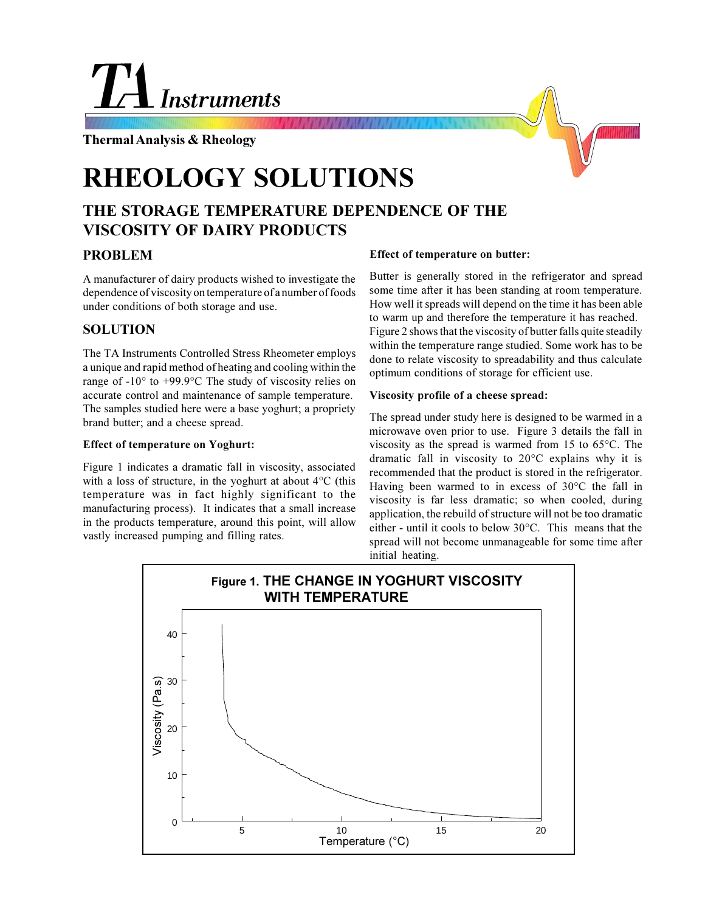# TA Instruments

**Thermal Analysis & Rheology**

# RHEOLOGY SOLUTIONS

## THE STORAGE TEMPERATURE DEPENDENCE OF THE VISCOSITY OF DAIRY PRODUCTS

### PROBLEM

A manufacturer of dairy products wished to investigate the dependence of viscosity on temperature of a number of foods under conditions of both storage and use.

### SOLUTION

The TA Instruments Controlled Stress Rheometer employs a unique and rapid method of heating and cooling within the range of -10° to +99.9°C The study of viscosity relies on accurate control and maintenance of sample temperature. The samples studied here were a base yoghurt; a propriety brand butter; and a cheese spread.

**Effect of temperature on Yoghurt:**

Figure 1 indicates a dramatic fall in viscosity, associated with a loss of structure, in the yoghurt at about 4°C (this temperature was in fact highly significant to the manufacturing process). It indicates that a small increase in the products temperature, around this point, will allow vastly increased pumping and filling rates.

**Effect of temperature on butter:**

Butter is generally stored in the refrigerator and spread some time after it has been standing at room temperature. How well it spreads will depend on the time it has been able to warm up and therefore the temperature it has reached. Figure 2 shows that the viscosity of butter falls quite steadily within the temperature range studied. Some work has to be done to relate viscosity to spreadability and thus calculate optimum conditions of storage for efficient use.

**Viscosity profile of a cheese spread:**

The spread under study here is designed to be warmed in a microwave oven prior to use. Figure 3 details the fall in viscosity as the spread is warmed from 15 to 65°C. The dramatic fall in viscosity to 20°C explains why it is recommended that the product is stored in the refrigerator. Having been warmed to in excess of 30°C the fall in viscosity is far less dramatic; so when cooled, during application, the rebuild of structure will not be too dramatic either - until it cools to below 30°C. This means that the spread will not become unmanageable for some time after initial heating.

**Figure 1. THE CHANGE IN YOGHURT VISCOSITY WITH TEMPERATURE**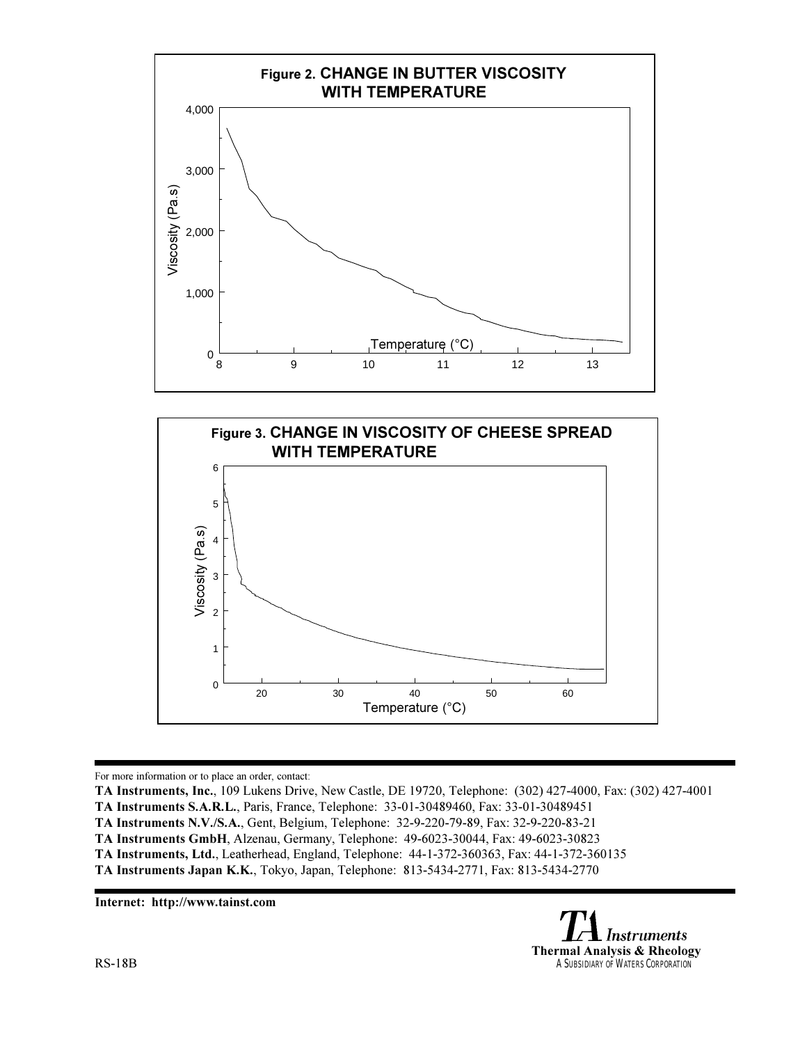**Figure 2. CHANGE IN BUTTER VISCOSITY WITH TEMPERATURE**

Viscosity (Pa.s)

4,000
3,000
2,000
1,000
0

Temperature (°C)

8 9 10 11 12 13

**Figure 3. CHANGE IN VISCOSITY OF CHEESE SPREAD WITH TEMPERATURE**

Viscosity (Pa.s)

6
5
4
3
2
1
0

20 30 40 50 60

Temperature (°C)

---

For more information or to place an order, contact:

**TA Instruments, Inc.**, 109 Lukens Drive, New Castle, DE 19720, Telephone: (302) 427-4000, Fax: (302) 427-4001
**TA Instruments S.A.R.L.**, Paris, France, Telephone: 33-01-30489460, Fax: 33-01-30489451
**TA Instruments N.V./S.A.**, Gent, Belgium, Telephone: 32-9-220-79-89, Fax: 32-9-220-83-21
**TA Instruments GmbH**, Alzenau, Germany, Telephone: 49-6023-30044, Fax: 49-6023-30823
**TA Instruments, Ltd.**, Leatherhead, England, Telephone: 44-1-372-360363, Fax: 44-1-372-360135
**TA Instruments Japan K.K.**, Tokyo, Japan, Telephone: 813-5434-2771, Fax: 813-5434-2770

---

**Internet: http://www.tainst.com**

TA *Instruments*
**Thermal Analysis & Rheology**
A SUBSIDIARY OF WATERS CORPORATION

RS-18B